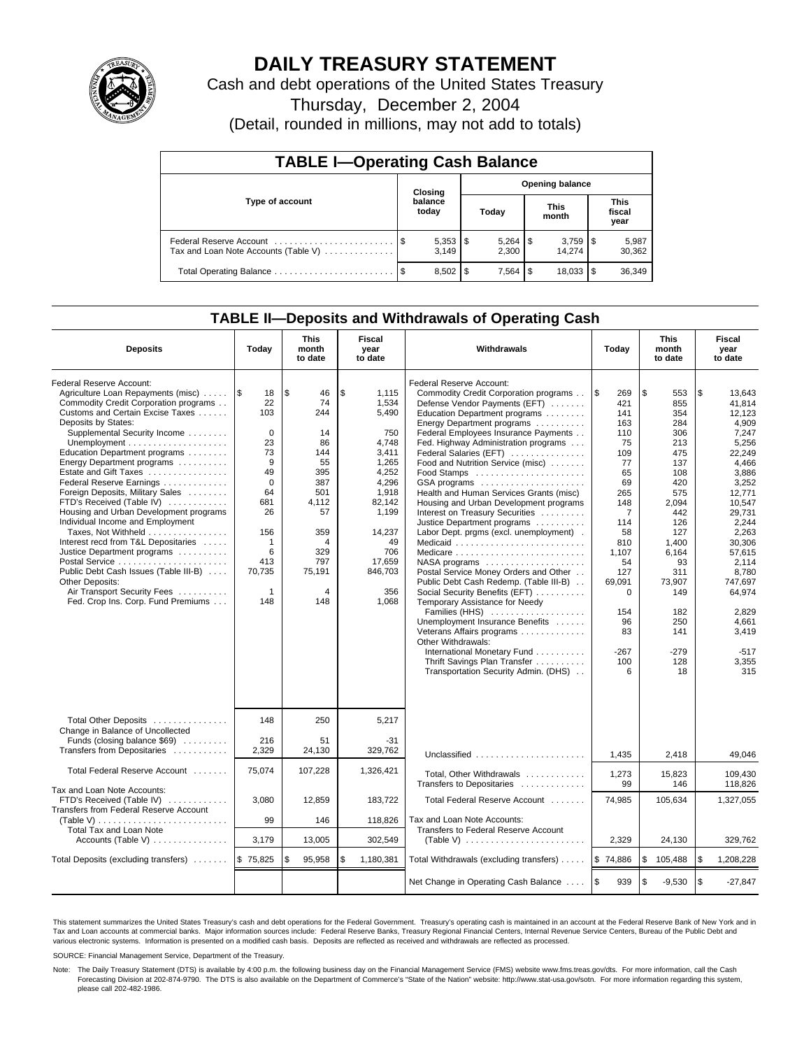# DAILY TREASURY STATEMENT

Cash and debt operations of the United States Treasury

Thursday, December 2, 2004

(Detail, rounded in millions, may not add to totals)

## TABLE I—Operating Cash Balance

| Type of account | Closing balance today | Opening balance Today | Opening balance This month | Opening balance This fiscal year |
|---|---|---|---|---|
| Federal Reserve Account | $ 5,353 | $ 5,264 | $ 3,759 | $ 5,987 |
| Tax and Loan Note Accounts (Table V) | 3,149 | 2,300 | 14,274 | 30,362 |
| Total Operating Balance | $ 8,502 | $ 7,564 | $ 18,033 | $ 36,349 |

## TABLE II—Deposits and Withdrawals of Operating Cash

| Deposits | Today | This month to date | Fiscal year to date | Withdrawals | Today | This month to date | Fiscal year to date |
|---|---|---|---|---|---|---|---|
| Federal Reserve Account: | | | | Federal Reserve Account: | | | |
| Agriculture Loan Repayments (misc) | $ 18 | $ 46 | $ 1,115 | Commodity Credit Corporation programs | $ 269 | $ 553 | $ 13,643 |
| Commodity Credit Corporation programs | 22 | 74 | 1,534 | Defense Vendor Payments (EFT) | 421 | 855 | 41,814 |
| Customs and Certain Excise Taxes | 103 | 244 | 5,490 | Education Department programs | 141 | 354 | 12,123 |
| Deposits by States: | | | | Energy Department programs | 163 | 284 | 4,909 |
| Supplemental Security Income | 0 | 14 | 750 | Federal Employees Insurance Payments | 110 | 306 | 7,247 |
| Unemployment | 23 | 86 | 4,748 | Fed. Highway Administration programs | 75 | 213 | 5,256 |
| Education Department programs | 73 | 144 | 3,411 | Federal Salaries (EFT) | 109 | 475 | 22,249 |
| Energy Department programs | 9 | 55 | 1,265 | Food and Nutrition Service (misc) | 77 | 137 | 4,466 |
| Estate and Gift Taxes | 49 | 395 | 4,252 | Food Stamps | 65 | 108 | 3,886 |
| Federal Reserve Earnings | 0 | 387 | 4,296 | GSA programs | 69 | 420 | 3,252 |
| Foreign Deposits, Military Sales | 64 | 501 | 1,918 | Health and Human Services Grants (misc) | 265 | 575 | 12,771 |
| FTD's Received (Table IV) | 681 | 4,112 | 82,142 | Housing and Urban Development programs | 148 | 2,094 | 10,547 |
| Housing and Urban Development programs | 26 | 57 | 1,199 | Interest on Treasury Securities | 7 | 442 | 29,731 |
| Individual Income and Employment | | | | Justice Department programs | 114 | 126 | 2,244 |
| Taxes, Not Withheld | 156 | 359 | 14,237 | Labor Dept. prgms (excl. unemployment) | 58 | 127 | 2,263 |
| Interest recd from T&L Depositaries | 1 | 4 | 49 | Medicaid | 810 | 1,400 | 30,306 |
| Justice Department programs | 6 | 329 | 706 | Medicare | 1,107 | 6,164 | 57,615 |
| Postal Service | 413 | 797 | 17,659 | NASA programs | 54 | 93 | 2,114 |
| Public Debt Cash Issues (Table III-B) | 70,735 | 75,191 | 846,703 | Postal Service Money Orders and Other | 127 | 311 | 8,780 |
| Other Deposits: | | | | Public Debt Cash Redemp. (Table III-B) | 69,091 | 73,907 | 747,697 |
| Air Transport Security Fees | 1 | 4 | 356 | Social Security Benefits (EFT) | 0 | 149 | 64,974 |
| Fed. Crop Ins. Corp. Fund Premiums | 148 | 148 | 1,068 | Temporary Assistance for Needy | | | |
| | | | | Families (HHS) | 154 | 182 | 2,829 |
| | | | | Unemployment Insurance Benefits | 96 | 250 | 4,661 |
| | | | | Veterans Affairs programs | 83 | 141 | 3,419 |
| | | | | Other Withdrawals: | | | |
| | | | | International Monetary Fund | -267 | -279 | -517 |
| | | | | Thrift Savings Plan Transfer | 100 | 128 | 3,355 |
| | | | | Transportation Security Admin. (DHS) | 6 | 18 | 315 |
| Total Other Deposits | 148 | 250 | 5,217 | | | | |
| Change in Balance of Uncollected | | | | | | | |
| Funds (closing balance $69) | 216 | 51 | -31 | | | | |
| Transfers from Depositaries | 2,329 | 24,130 | 329,762 | Unclassified | 1,435 | 2,418 | 49,046 |
| Total Federal Reserve Account | 75,074 | 107,228 | 1,326,421 | Total, Other Withdrawals | 1,273 | 15,823 | 109,430 |
| Tax and Loan Note Accounts: | | | | Transfers to Depositaries | 99 | 146 | 118,826 |
| FTD's Received (Table IV) | 3,080 | 12,859 | 183,722 | Total Federal Reserve Account | 74,985 | 105,634 | 1,327,055 |
| Transfers from Federal Reserve Account (Table V) | 99 | 146 | 118,826 | Tax and Loan Note Accounts: | | | |
| Total Tax and Loan Note Accounts (Table V) | 3,179 | 13,005 | 302,549 | Transfers to Federal Reserve Account (Table V) | 2,329 | 24,130 | 329,762 |
| Total Deposits (excluding transfers) | $ 75,825 | $ 95,958 | $ 1,180,381 | Total Withdrawals (excluding transfers) | $ 74,886 | $ 105,488 | $ 1,208,228 |
| | | | | Net Change in Operating Cash Balance | $ 939 | $ -9,530 | $ -27,847 |

This statement summarizes the United States Treasury's cash and debt operations for the Federal Government. Treasury's operating cash is maintained in an account at the Federal Reserve Bank of New York and in Tax and Loan accounts at commercial banks. Major information sources include: Federal Reserve Banks, Treasury Regional Financial Centers, Internal Revenue Service Centers, Bureau of the Public Debt and various electronic systems. Information is presented on a modified cash basis. Deposits are reflected as received and withdrawals are reflected as processed.

SOURCE: Financial Management Service, Department of the Treasury.

Note: The Daily Treasury Statement (DTS) is available by 4:00 p.m. the following business day on the Financial Management Service (FMS) website www.fms.treas.gov/dts. For more information, call the Cash Forecasting Division at 202-874-9790. The DTS is also available on the Department of Commerce's "State of the Nation" website: http://www.stat-usa.gov/sotn. For more information regarding this system, please call 202-482-1986.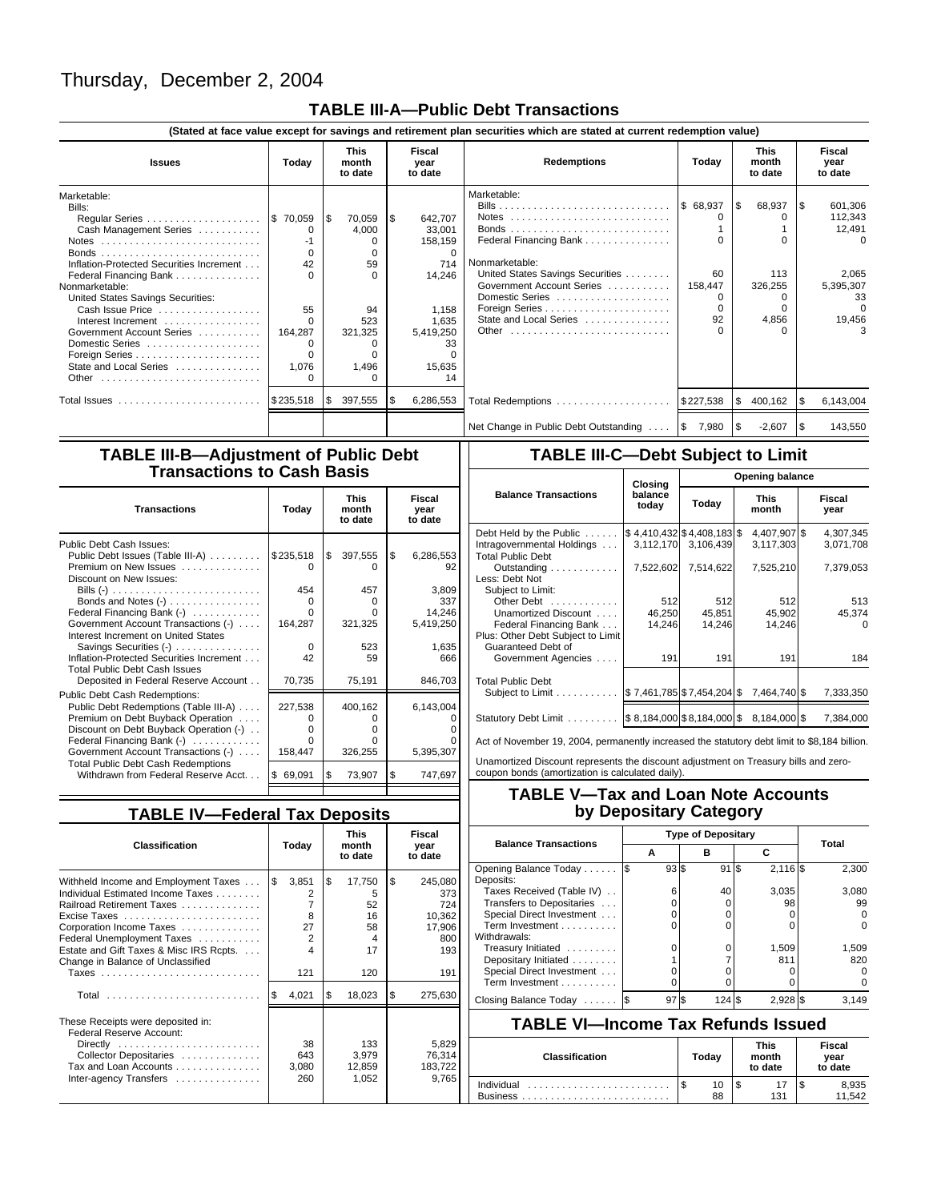Thursday, December 2, 2004

## TABLE III-A—Public Debt Transactions

(Stated at face value except for savings and retirement plan securities which are stated at current redemption value)

| Issues | Today | This month to date | Fiscal year to date |
|---|---|---|---|
| Marketable: | | | |
| Bills: | | | |
| Regular Series | $ 70,059 | $ 70,059 | $ 642,707 |
| Cash Management Series | 0 | 4,000 | 33,001 |
| Notes | -1 | 0 | 158,159 |
| Bonds | 0 | 0 | 0 |
| Inflation-Protected Securities Increment | 42 | 59 | 714 |
| Federal Financing Bank | 0 | 0 | 14,246 |
| Nonmarketable: | | | |
| United States Savings Securities: | | | |
| Cash Issue Price | 55 | 94 | 1,158 |
| Interest Increment | 0 | 523 | 1,635 |
| Government Account Series | 164,287 | 321,325 | 5,419,250 |
| Domestic Series | 0 | 0 | 33 |
| Foreign Series | 0 | 0 | 0 |
| State and Local Series | 1,076 | 1,496 | 15,635 |
| Other | 0 | 0 | 14 |
| Total Issues | $235,518 | $ 397,555 | $ 6,286,553 |

| Redemptions | Today | This month to date | Fiscal year to date |
|---|---|---|---|
| Marketable: | | | |
| Bills | $ 68,937 | $ 68,937 | $ 601,306 |
| Notes | 0 | 0 | 112,343 |
| Bonds | 1 | 1 | 12,491 |
| Federal Financing Bank | 0 | 0 | 0 |
| Nonmarketable: | | | |
| United States Savings Securities | 60 | 113 | 2,065 |
| Government Account Series | 158,447 | 326,255 | 5,395,307 |
| Domestic Series | 0 | 0 | 33 |
| Foreign Series | 0 | 0 | 0 |
| State and Local Series | 92 | 4,856 | 19,456 |
| Other | 0 | 0 | 3 |
| Total Redemptions | $227,538 | $ 400,162 | $ 6,143,004 |
| Net Change in Public Debt Outstanding | $ 7,980 | $ -2,607 | $ 143,550 |

## TABLE III-B—Adjustment of Public Debt Transactions to Cash Basis

| Transactions | Today | This month to date | Fiscal year to date |
|---|---|---|---|
| Public Debt Cash Issues: | | | |
| Public Debt Issues (Table III-A) | $235,518 | $ 397,555 | $ 6,286,553 |
| Premium on New Issues | 0 | 0 | 92 |
| Discount on New Issues: | | | |
| Bills (-) | 454 | 457 | 3,809 |
| Bonds and Notes (-) | 0 | 0 | 337 |
| Federal Financing Bank (-) | 0 | 0 | 14,246 |
| Government Account Transactions (-) | 164,287 | 321,325 | 5,419,250 |
| Interest Increment on United States Savings Securities (-) | 0 | 523 | 1,635 |
| Inflation-Protected Securities Increment | 42 | 59 | 666 |
| Total Public Debt Cash Issues Deposited in Federal Reserve Account | 70,735 | 75,191 | 846,703 |
| Public Debt Cash Redemptions: | | | |
| Public Debt Redemptions (Table III-A) | 227,538 | 400,162 | 6,143,004 |
| Premium on Debt Buyback Operation | 0 | 0 | 0 |
| Discount on Debt Buyback Operation (-) | 0 | 0 | 0 |
| Federal Financing Bank (-) | 0 | 0 | 0 |
| Government Account Transactions (-) | 158,447 | 326,255 | 5,395,307 |
| Total Public Debt Cash Redemptions Withdrawn from Federal Reserve Acct. | $ 69,091 | $ 73,907 | $ 747,697 |

## TABLE III-C—Debt Subject to Limit

| Balance Transactions | Closing balance today | Opening balance Today | Opening balance This month | Opening balance Fiscal year |
|---|---|---|---|---|
| Debt Held by the Public | $ 4,410,432 | $ 4,408,183 | $ 4,407,907 | $ 4,307,345 |
| Intragovernmental Holdings | 3,112,170 | 3,106,439 | 3,117,303 | 3,071,708 |
| Total Public Debt Outstanding | 7,522,602 | 7,514,622 | 7,525,210 | 7,379,053 |
| Less: Debt Not Subject to Limit: | | | | |
| Other Debt | 512 | 512 | 512 | 513 |
| Unamortized Discount | 46,250 | 45,851 | 45,902 | 45,374 |
| Federal Financing Bank | 14,246 | 14,246 | 14,246 | 0 |
| Plus: Other Debt Subject to Limit Guaranteed Debt of Government Agencies | 191 | 191 | 191 | 184 |
| Total Public Debt Subject to Limit | $ 7,461,785 | $ 7,454,204 | $ 7,464,740 | $ 7,333,350 |
| Statutory Debt Limit | $ 8,184,000 | $ 8,184,000 | $ 8,184,000 | $ 7,384,000 |

Act of November 19, 2004, permanently increased the statutory debt limit to $8,184 billion.

Unamortized Discount represents the discount adjustment on Treasury bills and zero-coupon bonds (amortization is calculated daily).

## TABLE IV—Federal Tax Deposits

| Classification | Today | This month to date | Fiscal year to date |
|---|---|---|---|
| Withheld Income and Employment Taxes | $ 3,851 | $ 17,750 | $ 245,080 |
| Individual Estimated Income Taxes | 2 | 5 | 373 |
| Railroad Retirement Taxes | 7 | 52 | 724 |
| Excise Taxes | 8 | 16 | 10,362 |
| Corporation Income Taxes | 27 | 58 | 17,906 |
| Federal Unemployment Taxes | 2 | 4 | 800 |
| Estate and Gift Taxes & Misc IRS Rcpts. | 4 | 17 | 193 |
| Change in Balance of Unclassified Taxes | 121 | 120 | 191 |
| Total | $ 4,021 | $ 18,023 | $ 275,630 |
| These Receipts were deposited in: | | | |
| Federal Reserve Account: | | | |
| Directly | 38 | 133 | 5,829 |
| Collector Depositaries | 643 | 3,979 | 76,314 |
| Tax and Loan Accounts | 3,080 | 12,859 | 183,722 |
| Inter-agency Transfers | 260 | 1,052 | 9,765 |

## TABLE V—Tax and Loan Note Accounts by Depositary Category

| Balance Transactions | Type of Depositary A | B | C | Total |
|---|---|---|---|---|
| Opening Balance Today | $ 93 | $ 91 | $ 2,116 | $ 2,300 |
| Deposits: | | | | |
| Taxes Received (Table IV) | 6 | 40 | 3,035 | 3,080 |
| Transfers to Depositaries | 0 | 0 | 98 | 99 |
| Special Direct Investment | 0 | 0 | 0 | 0 |
| Term Investment | 0 | 0 | 0 | 0 |
| Withdrawals: | | | | |
| Treasury Initiated | 0 | 0 | 1,509 | 1,509 |
| Depositary Initiated | 1 | 7 | 811 | 820 |
| Special Direct Investment | 0 | 0 | 0 | 0 |
| Term Investment | 0 | 0 | 0 | 0 |
| Closing Balance Today | $ 97 | $ 124 | $ 2,928 | $ 3,149 |

## TABLE VI—Income Tax Refunds Issued

| Classification | Today | This month to date | Fiscal year to date |
|---|---|---|---|
| Individual | $ 10 | $ 17 | $ 8,935 |
| Business | 88 | 131 | 11,542 |